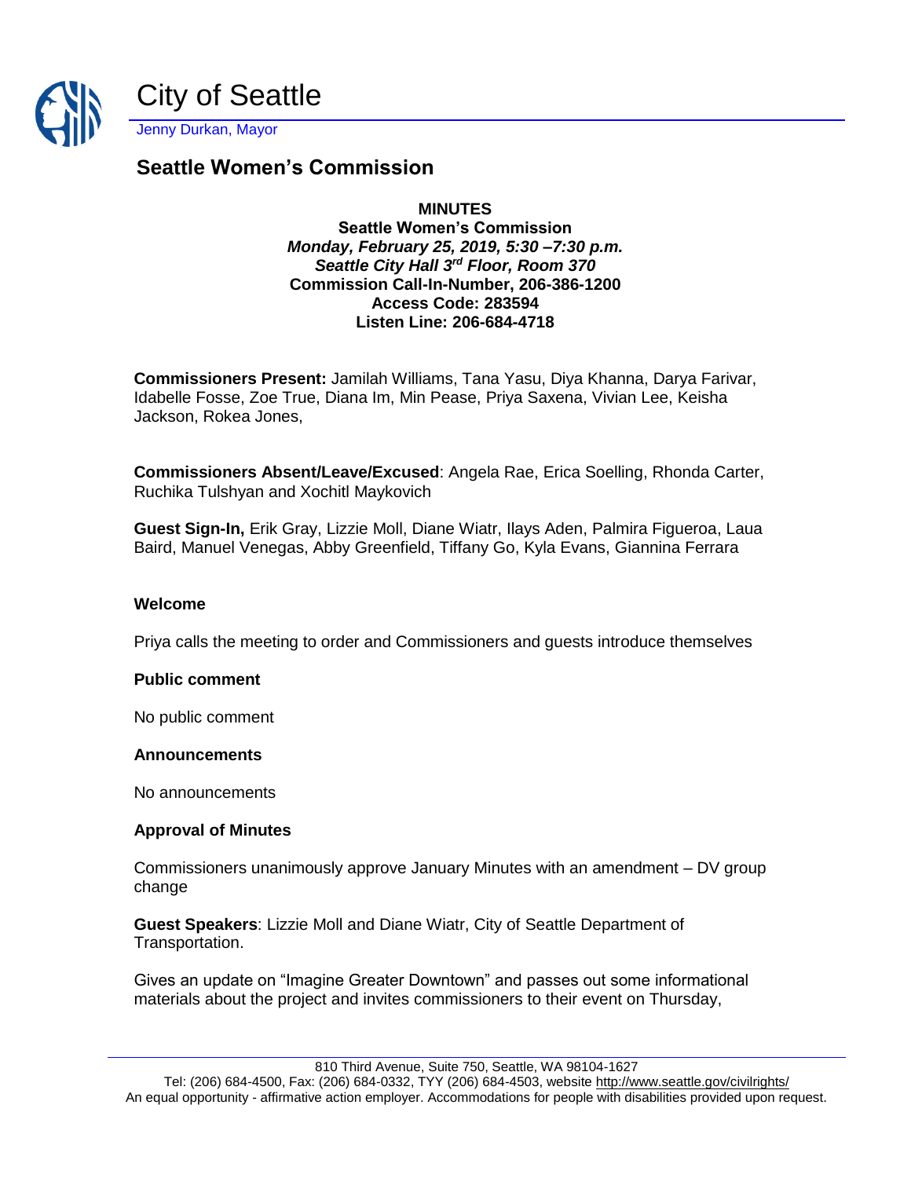# City of Seattle

Jenny Durkan, Mayor

## Seattle Women's Commission

**MINUTES**
**Seattle Women's Commission**
***Monday, February 25, 2019, 5:30 –7:30 p.m.***
***Seattle City Hall 3rd Floor, Room 370***
**Commission Call-In-Number, 206-386-1200**
**Access Code: 283594**
**Listen Line: 206-684-4718**

**Commissioners Present:** Jamilah Williams, Tana Yasu, Diya Khanna, Darya Farivar, Idabelle Fosse, Zoe True, Diana Im, Min Pease, Priya Saxena, Vivian Lee, Keisha Jackson, Rokea Jones,

**Commissioners Absent/Leave/Excused**: Angela Rae, Erica Soelling, Rhonda Carter, Ruchika Tulshyan and Xochitl Maykovich

**Guest Sign-In,** Erik Gray, Lizzie Moll, Diane Wiatr, Ilays Aden, Palmira Figueroa, Laua Baird, Manuel Venegas, Abby Greenfield, Tiffany Go, Kyla Evans, Giannina Ferrara

### Welcome

Priya calls the meeting to order and Commissioners and guests introduce themselves

### Public comment

No public comment

### Announcements

No announcements

### Approval of Minutes

Commissioners unanimously approve January Minutes with an amendment – DV group change

**Guest Speakers**: Lizzie Moll and Diane Wiatr, City of Seattle Department of Transportation.

Gives an update on "Imagine Greater Downtown" and passes out some informational materials about the project and invites commissioners to their event on Thursday,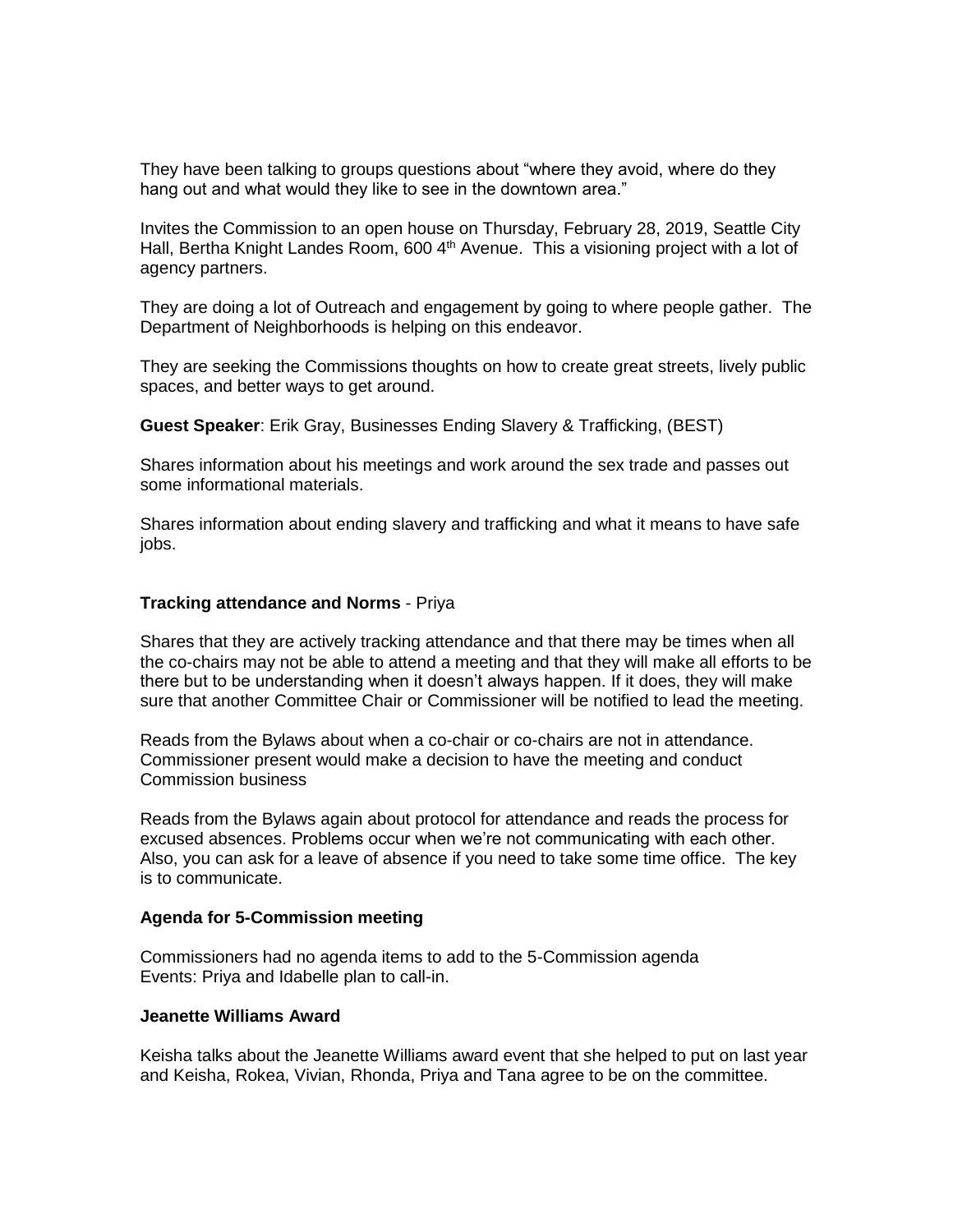They have been talking to groups questions about "where they avoid, where do they hang out and what would they like to see in the downtown area."

Invites the Commission to an open house on Thursday, February 28, 2019, Seattle City Hall, Bertha Knight Landes Room, 600 4th Avenue. This a visioning project with a lot of agency partners.

They are doing a lot of Outreach and engagement by going to where people gather. The Department of Neighborhoods is helping on this endeavor.

They are seeking the Commissions thoughts on how to create great streets, lively public spaces, and better ways to get around.

**Guest Speaker**: Erik Gray, Businesses Ending Slavery & Trafficking, (BEST)

Shares information about his meetings and work around the sex trade and passes out some informational materials.

Shares information about ending slavery and trafficking and what it means to have safe jobs.

**Tracking attendance and Norms** - Priya

Shares that they are actively tracking attendance and that there may be times when all the co-chairs may not be able to attend a meeting and that they will make all efforts to be there but to be understanding when it doesn't always happen. If it does, they will make sure that another Committee Chair or Commissioner will be notified to lead the meeting.

Reads from the Bylaws about when a co-chair or co-chairs are not in attendance. Commissioner present would make a decision to have the meeting and conduct Commission business

Reads from the Bylaws again about protocol for attendance and reads the process for excused absences. Problems occur when we're not communicating with each other. Also, you can ask for a leave of absence if you need to take some time office. The key is to communicate.

**Agenda for 5-Commission meeting**

Commissioners had no agenda items to add to the 5-Commission agenda
Events: Priya and Idabelle plan to call-in.

**Jeanette Williams Award**

Keisha talks about the Jeanette Williams award event that she helped to put on last year and Keisha, Rokea, Vivian, Rhonda, Priya and Tana agree to be on the committee.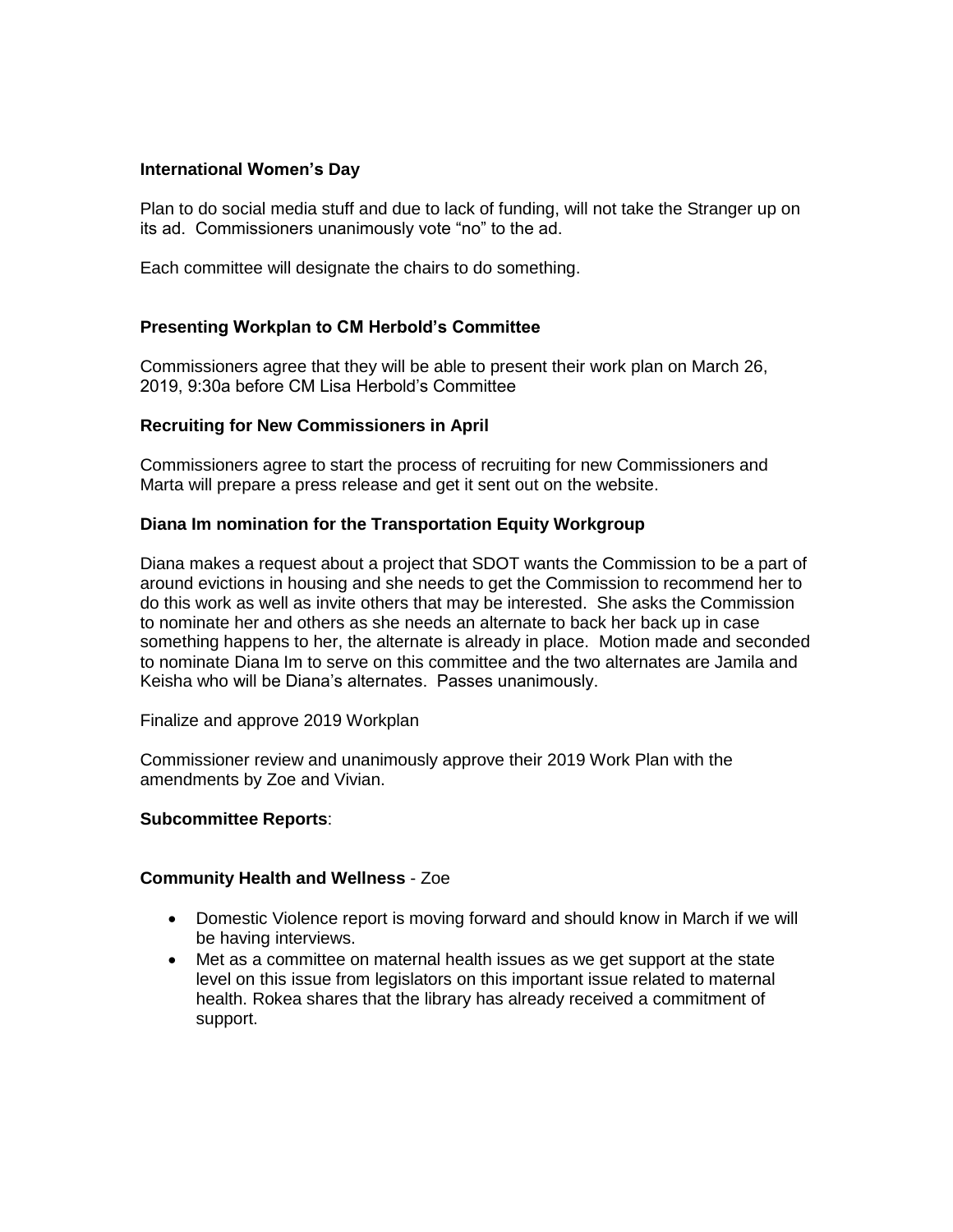**International Women's Day**

Plan to do social media stuff and due to lack of funding, will not take the Stranger up on its ad. Commissioners unanimously vote "no" to the ad.

Each committee will designate the chairs to do something.

**Presenting Workplan to CM Herbold's Committee**

Commissioners agree that they will be able to present their work plan on March 26, 2019, 9:30a before CM Lisa Herbold's Committee

**Recruiting for New Commissioners in April**

Commissioners agree to start the process of recruiting for new Commissioners and Marta will prepare a press release and get it sent out on the website.

**Diana Im nomination for the Transportation Equity Workgroup**

Diana makes a request about a project that SDOT wants the Commission to be a part of around evictions in housing and she needs to get the Commission to recommend her to do this work as well as invite others that may be interested. She asks the Commission to nominate her and others as she needs an alternate to back her back up in case something happens to her, the alternate is already in place. Motion made and seconded to nominate Diana Im to serve on this committee and the two alternates are Jamila and Keisha who will be Diana's alternates. Passes unanimously.

Finalize and approve 2019 Workplan

Commissioner review and unanimously approve their 2019 Work Plan with the amendments by Zoe and Vivian.

**Subcommittee Reports**:

**Community Health and Wellness** - Zoe

- Domestic Violence report is moving forward and should know in March if we will be having interviews.
- Met as a committee on maternal health issues as we get support at the state level on this issue from legislators on this important issue related to maternal health. Rokea shares that the library has already received a commitment of support.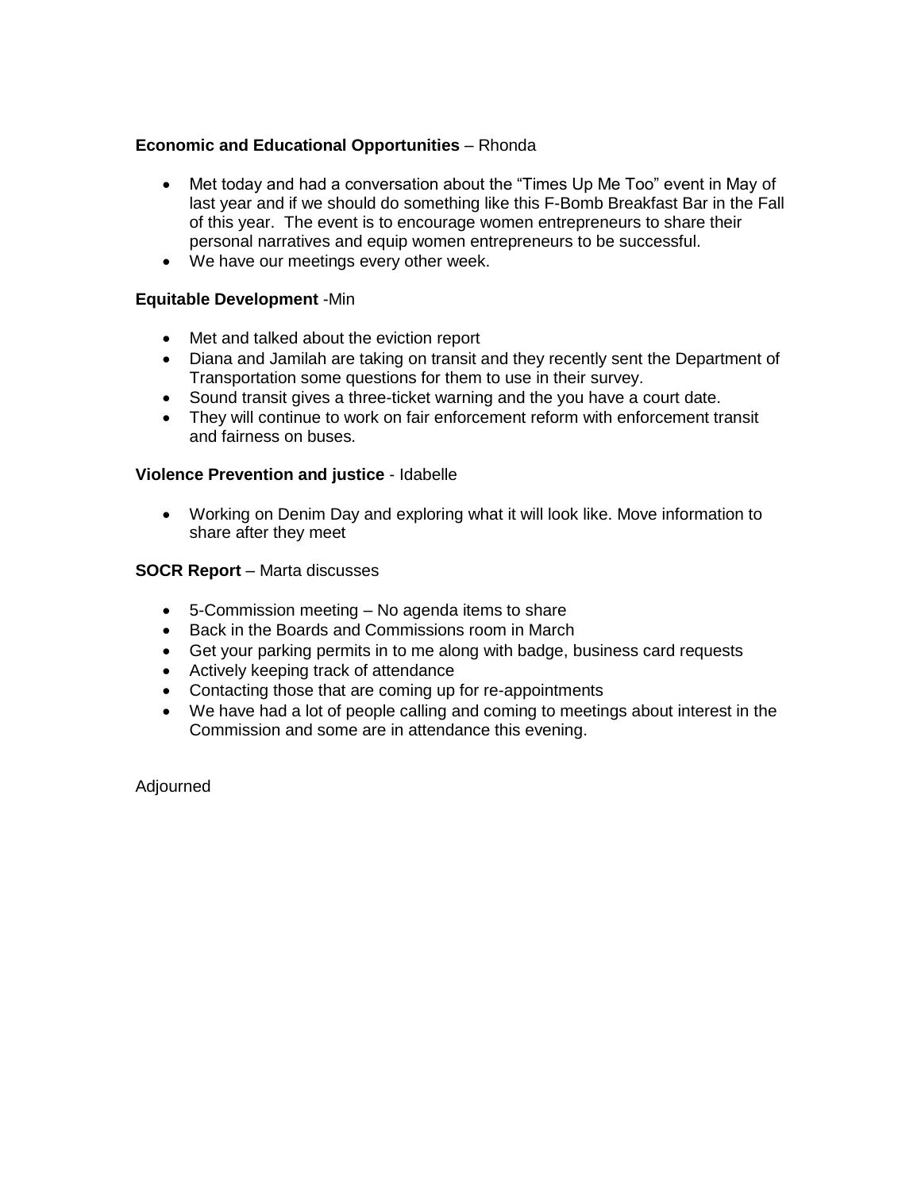**Economic and Educational Opportunities** – Rhonda

- Met today and had a conversation about the "Times Up Me Too" event in May of last year and if we should do something like this F-Bomb Breakfast Bar in the Fall of this year. The event is to encourage women entrepreneurs to share their personal narratives and equip women entrepreneurs to be successful.
- We have our meetings every other week.

**Equitable Development** -Min

- Met and talked about the eviction report
- Diana and Jamilah are taking on transit and they recently sent the Department of Transportation some questions for them to use in their survey.
- Sound transit gives a three-ticket warning and the you have a court date.
- They will continue to work on fair enforcement reform with enforcement transit and fairness on buses.

**Violence Prevention and justice** - Idabelle

- Working on Denim Day and exploring what it will look like. Move information to share after they meet

**SOCR Report** – Marta discusses

- 5-Commission meeting – No agenda items to share
- Back in the Boards and Commissions room in March
- Get your parking permits in to me along with badge, business card requests
- Actively keeping track of attendance
- Contacting those that are coming up for re-appointments
- We have had a lot of people calling and coming to meetings about interest in the Commission and some are in attendance this evening.

Adjourned